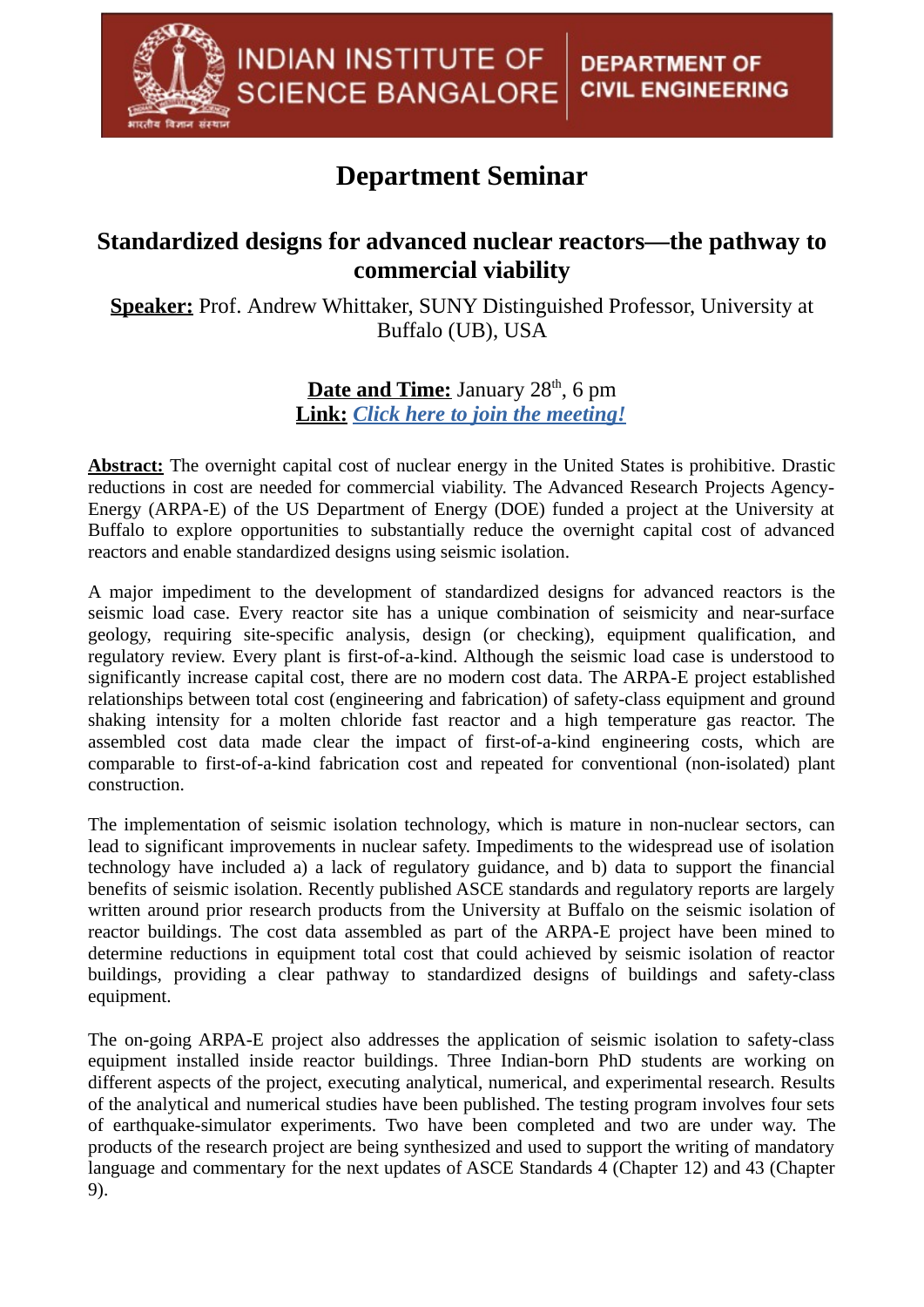INDIAN INSTITUTE OF SCIENCE BANGALORE | DEPARTMENT OF CIVIL ENGINEERING

# Department Seminar

## Standardized designs for advanced nuclear reactors—the pathway to commercial viability

**Speaker:** Prof. Andrew Whittaker, SUNY Distinguished Professor, University at Buffalo (UB), USA

**Date and Time:** January 28th, 6 pm
**Link:** *Click here to join the meeting!*

**Abstract:** The overnight capital cost of nuclear energy in the United States is prohibitive. Drastic reductions in cost are needed for commercial viability. The Advanced Research Projects Agency-Energy (ARPA-E) of the US Department of Energy (DOE) funded a project at the University at Buffalo to explore opportunities to substantially reduce the overnight capital cost of advanced reactors and enable standardized designs using seismic isolation.

A major impediment to the development of standardized designs for advanced reactors is the seismic load case. Every reactor site has a unique combination of seismicity and near-surface geology, requiring site-specific analysis, design (or checking), equipment qualification, and regulatory review. Every plant is first-of-a-kind. Although the seismic load case is understood to significantly increase capital cost, there are no modern cost data. The ARPA-E project established relationships between total cost (engineering and fabrication) of safety-class equipment and ground shaking intensity for a molten chloride fast reactor and a high temperature gas reactor. The assembled cost data made clear the impact of first-of-a-kind engineering costs, which are comparable to first-of-a-kind fabrication cost and repeated for conventional (non-isolated) plant construction.

The implementation of seismic isolation technology, which is mature in non-nuclear sectors, can lead to significant improvements in nuclear safety. Impediments to the widespread use of isolation technology have included a) a lack of regulatory guidance, and b) data to support the financial benefits of seismic isolation. Recently published ASCE standards and regulatory reports are largely written around prior research products from the University at Buffalo on the seismic isolation of reactor buildings. The cost data assembled as part of the ARPA-E project have been mined to determine reductions in equipment total cost that could achieved by seismic isolation of reactor buildings, providing a clear pathway to standardized designs of buildings and safety-class equipment.

The on-going ARPA-E project also addresses the application of seismic isolation to safety-class equipment installed inside reactor buildings. Three Indian-born PhD students are working on different aspects of the project, executing analytical, numerical, and experimental research. Results of the analytical and numerical studies have been published. The testing program involves four sets of earthquake-simulator experiments. Two have been completed and two are under way. The products of the research project are being synthesized and used to support the writing of mandatory language and commentary for the next updates of ASCE Standards 4 (Chapter 12) and 43 (Chapter 9).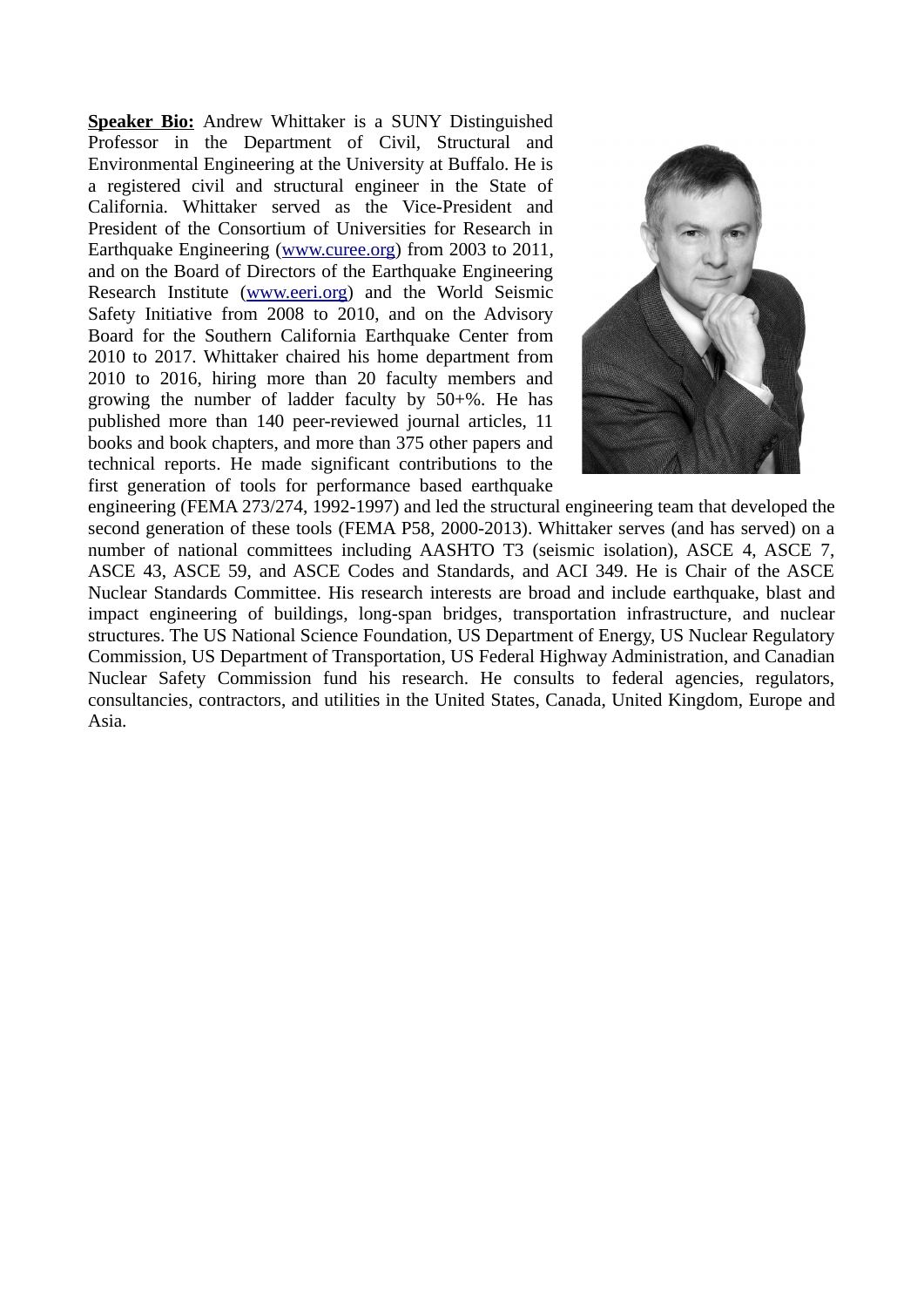**Speaker Bio:** Andrew Whittaker is a SUNY Distinguished Professor in the Department of Civil, Structural and Environmental Engineering at the University at Buffalo. He is a registered civil and structural engineer in the State of California. Whittaker served as the Vice-President and President of the Consortium of Universities for Research in Earthquake Engineering (www.curee.org) from 2003 to 2011, and on the Board of Directors of the Earthquake Engineering Research Institute (www.eeri.org) and the World Seismic Safety Initiative from 2008 to 2010, and on the Advisory Board for the Southern California Earthquake Center from 2010 to 2017. Whittaker chaired his home department from 2010 to 2016, hiring more than 20 faculty members and growing the number of ladder faculty by 50+%. He has published more than 140 peer-reviewed journal articles, 11 books and book chapters, and more than 375 other papers and technical reports. He made significant contributions to the first generation of tools for performance based earthquake engineering (FEMA 273/274, 1992-1997) and led the structural engineering team that developed the second generation of these tools (FEMA P58, 2000-2013). Whittaker serves (and has served) on a number of national committees including AASHTO T3 (seismic isolation), ASCE 4, ASCE 7, ASCE 43, ASCE 59, and ASCE Codes and Standards, and ACI 349. He is Chair of the ASCE Nuclear Standards Committee. His research interests are broad and include earthquake, blast and impact engineering of buildings, long-span bridges, transportation infrastructure, and nuclear structures. The US National Science Foundation, US Department of Energy, US Nuclear Regulatory Commission, US Department of Transportation, US Federal Highway Administration, and Canadian Nuclear Safety Commission fund his research. He consults to federal agencies, regulators, consultancies, contractors, and utilities in the United States, Canada, United Kingdom, Europe and Asia.